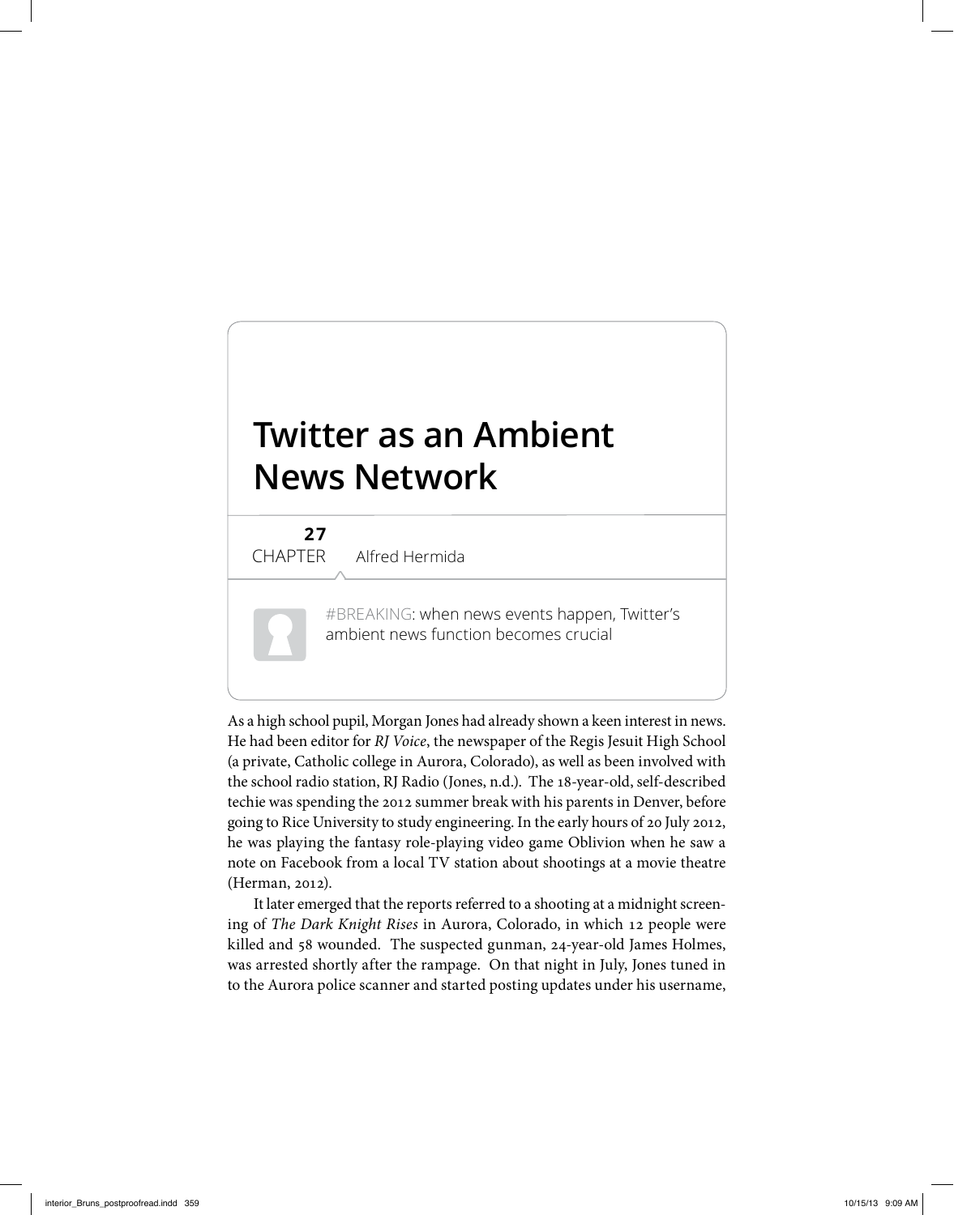# Twitter as an Ambient News Network

**27**
CHAPTER Alfred Hermida

#BREAKING: when news events happen, Twitter's ambient news function becomes crucial

As a high school pupil, Morgan Jones had already shown a keen interest in news. He had been editor for *RJ Voice*, the newspaper of the Regis Jesuit High School (a private, Catholic college in Aurora, Colorado), as well as been involved with the school radio station, RJ Radio (Jones, n.d.). The 18-year-old, self-described techie was spending the 2012 summer break with his parents in Denver, before going to Rice University to study engineering. In the early hours of 20 July 2012, he was playing the fantasy role-playing video game Oblivion when he saw a note on Facebook from a local TV station about shootings at a movie theatre (Herman, 2012).

It later emerged that the reports referred to a shooting at a midnight screening of *The Dark Knight Rises* in Aurora, Colorado, in which 12 people were killed and 58 wounded. The suspected gunman, 24-year-old James Holmes, was arrested shortly after the rampage. On that night in July, Jones tuned in to the Aurora police scanner and started posting updates under his username,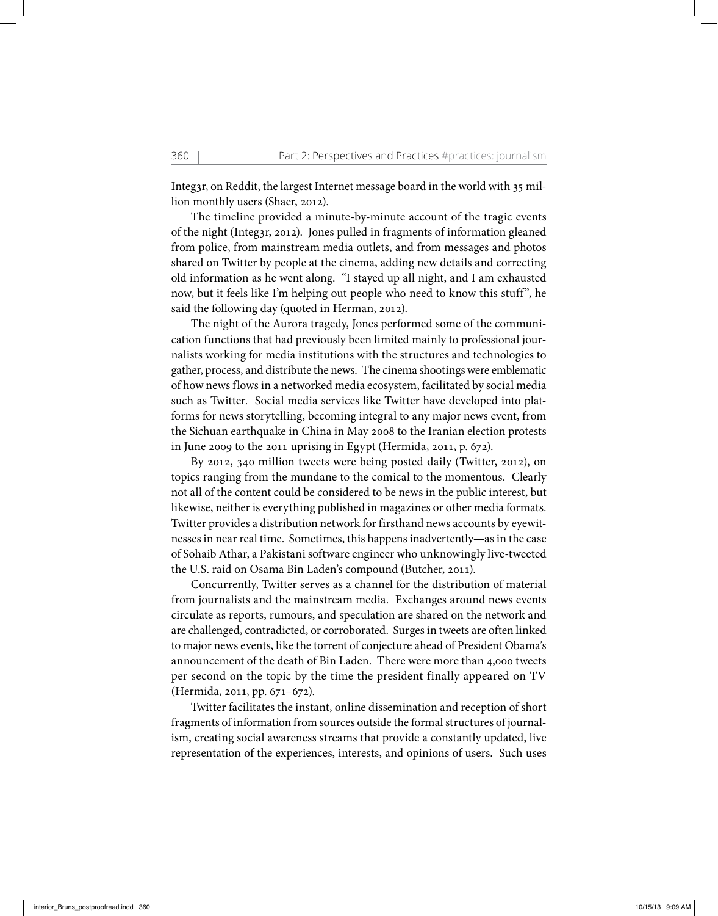Integ3r, on Reddit, the largest Internet message board in the world with 35 million monthly users (Shaer, 2012).

The timeline provided a minute-by-minute account of the tragic events of the night (Integ3r, 2012). Jones pulled in fragments of information gleaned from police, from mainstream media outlets, and from messages and photos shared on Twitter by people at the cinema, adding new details and correcting old information as he went along. "I stayed up all night, and I am exhausted now, but it feels like I'm helping out people who need to know this stuff", he said the following day (quoted in Herman, 2012).

The night of the Aurora tragedy, Jones performed some of the communication functions that had previously been limited mainly to professional journalists working for media institutions with the structures and technologies to gather, process, and distribute the news. The cinema shootings were emblematic of how news flows in a networked media ecosystem, facilitated by social media such as Twitter. Social media services like Twitter have developed into platforms for news storytelling, becoming integral to any major news event, from the Sichuan earthquake in China in May 2008 to the Iranian election protests in June 2009 to the 2011 uprising in Egypt (Hermida, 2011, p. 672).

By 2012, 340 million tweets were being posted daily (Twitter, 2012), on topics ranging from the mundane to the comical to the momentous. Clearly not all of the content could be considered to be news in the public interest, but likewise, neither is everything published in magazines or other media formats. Twitter provides a distribution network for firsthand news accounts by eyewitnesses in near real time. Sometimes, this happens inadvertently—as in the case of Sohaib Athar, a Pakistani software engineer who unknowingly live-tweeted the U.S. raid on Osama Bin Laden's compound (Butcher, 2011).

Concurrently, Twitter serves as a channel for the distribution of material from journalists and the mainstream media. Exchanges around news events circulate as reports, rumours, and speculation are shared on the network and are challenged, contradicted, or corroborated. Surges in tweets are often linked to major news events, like the torrent of conjecture ahead of President Obama's announcement of the death of Bin Laden. There were more than 4,000 tweets per second on the topic by the time the president finally appeared on TV (Hermida, 2011, pp. 671–672).

Twitter facilitates the instant, online dissemination and reception of short fragments of information from sources outside the formal structures of journalism, creating social awareness streams that provide a constantly updated, live representation of the experiences, interests, and opinions of users. Such uses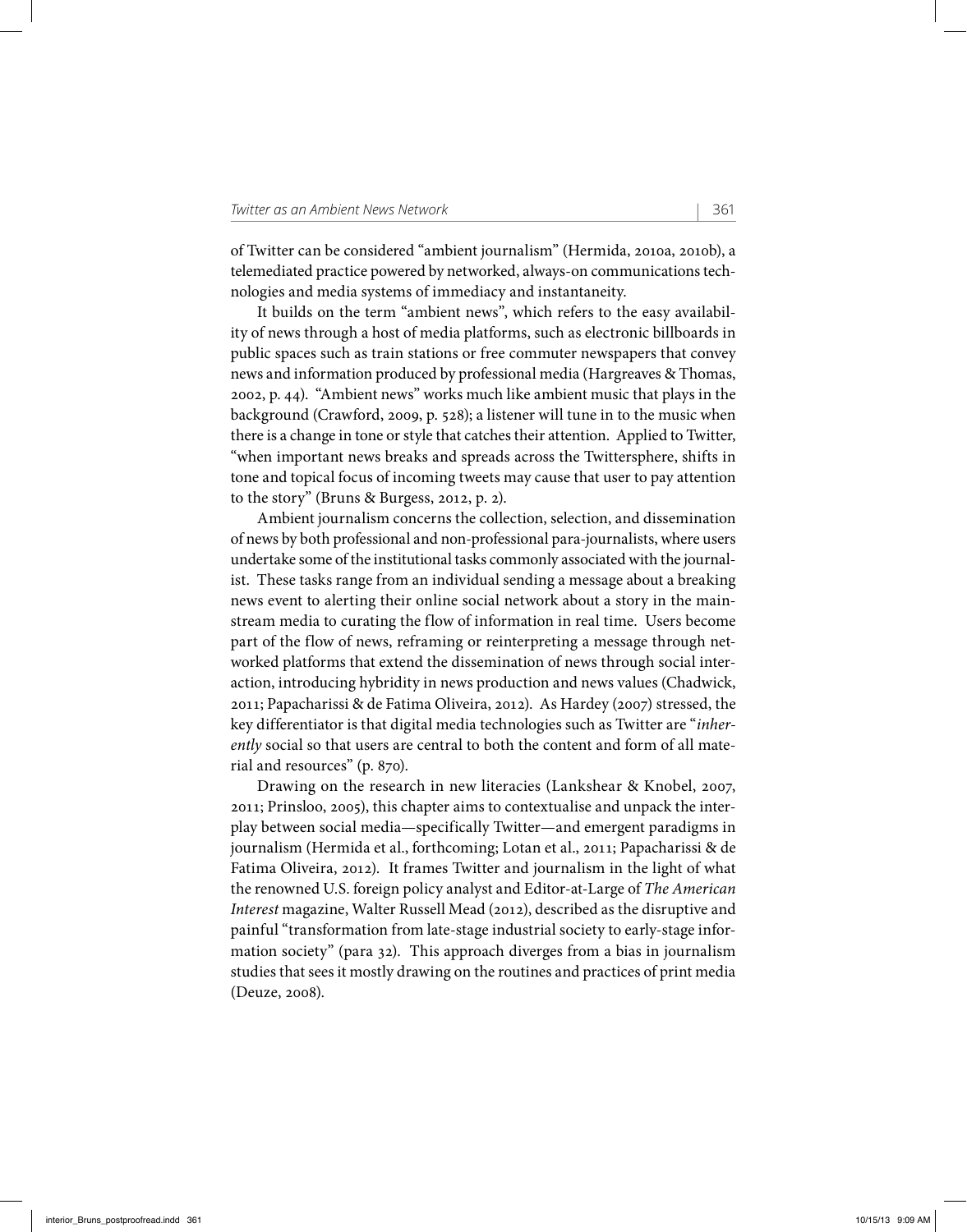of Twitter can be considered "ambient journalism" (Hermida, 2010a, 2010b), a telemediated practice powered by networked, always-on communications technologies and media systems of immediacy and instantaneity.

It builds on the term "ambient news", which refers to the easy availability of news through a host of media platforms, such as electronic billboards in public spaces such as train stations or free commuter newspapers that convey news and information produced by professional media (Hargreaves & Thomas, 2002, p. 44). "Ambient news" works much like ambient music that plays in the background (Crawford, 2009, p. 528); a listener will tune in to the music when there is a change in tone or style that catches their attention. Applied to Twitter, "when important news breaks and spreads across the Twittersphere, shifts in tone and topical focus of incoming tweets may cause that user to pay attention to the story" (Bruns & Burgess, 2012, p. 2).

Ambient journalism concerns the collection, selection, and dissemination of news by both professional and non-professional para-journalists, where users undertake some of the institutional tasks commonly associated with the journalist. These tasks range from an individual sending a message about a breaking news event to alerting their online social network about a story in the mainstream media to curating the flow of information in real time. Users become part of the flow of news, reframing or reinterpreting a message through networked platforms that extend the dissemination of news through social interaction, introducing hybridity in news production and news values (Chadwick, 2011; Papacharissi & de Fatima Oliveira, 2012). As Hardey (2007) stressed, the key differentiator is that digital media technologies such as Twitter are "*inherently* social so that users are central to both the content and form of all material and resources" (p. 870).

Drawing on the research in new literacies (Lankshear & Knobel, 2007, 2011; Prinsloo, 2005), this chapter aims to contextualise and unpack the interplay between social media—specifically Twitter—and emergent paradigms in journalism (Hermida et al., forthcoming; Lotan et al., 2011; Papacharissi & de Fatima Oliveira, 2012). It frames Twitter and journalism in the light of what the renowned U.S. foreign policy analyst and Editor-at-Large of *The American Interest* magazine, Walter Russell Mead (2012), described as the disruptive and painful "transformation from late-stage industrial society to early-stage information society" (para 32). This approach diverges from a bias in journalism studies that sees it mostly drawing on the routines and practices of print media (Deuze, 2008).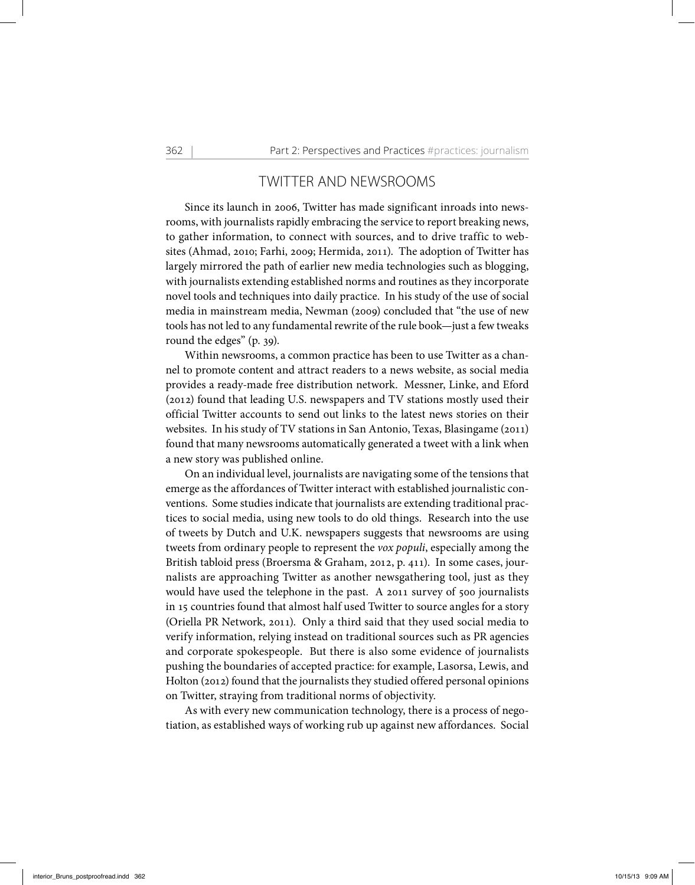## TWITTER AND NEWSROOMS

Since its launch in 2006, Twitter has made significant inroads into newsrooms, with journalists rapidly embracing the service to report breaking news, to gather information, to connect with sources, and to drive traffic to websites (Ahmad, 2010; Farhi, 2009; Hermida, 2011). The adoption of Twitter has largely mirrored the path of earlier new media technologies such as blogging, with journalists extending established norms and routines as they incorporate novel tools and techniques into daily practice. In his study of the use of social media in mainstream media, Newman (2009) concluded that "the use of new tools has not led to any fundamental rewrite of the rule book—just a few tweaks round the edges" (p. 39).

Within newsrooms, a common practice has been to use Twitter as a channel to promote content and attract readers to a news website, as social media provides a ready-made free distribution network. Messner, Linke, and Eford (2012) found that leading U.S. newspapers and TV stations mostly used their official Twitter accounts to send out links to the latest news stories on their websites. In his study of TV stations in San Antonio, Texas, Blasingame (2011) found that many newsrooms automatically generated a tweet with a link when a new story was published online.

On an individual level, journalists are navigating some of the tensions that emerge as the affordances of Twitter interact with established journalistic conventions. Some studies indicate that journalists are extending traditional practices to social media, using new tools to do old things. Research into the use of tweets by Dutch and U.K. newspapers suggests that newsrooms are using tweets from ordinary people to represent the *vox populi*, especially among the British tabloid press (Broersma & Graham, 2012, p. 411). In some cases, journalists are approaching Twitter as another newsgathering tool, just as they would have used the telephone in the past. A 2011 survey of 500 journalists in 15 countries found that almost half used Twitter to source angles for a story (Oriella PR Network, 2011). Only a third said that they used social media to verify information, relying instead on traditional sources such as PR agencies and corporate spokespeople. But there is also some evidence of journalists pushing the boundaries of accepted practice: for example, Lasorsa, Lewis, and Holton (2012) found that the journalists they studied offered personal opinions on Twitter, straying from traditional norms of objectivity.

As with every new communication technology, there is a process of negotiation, as established ways of working rub up against new affordances. Social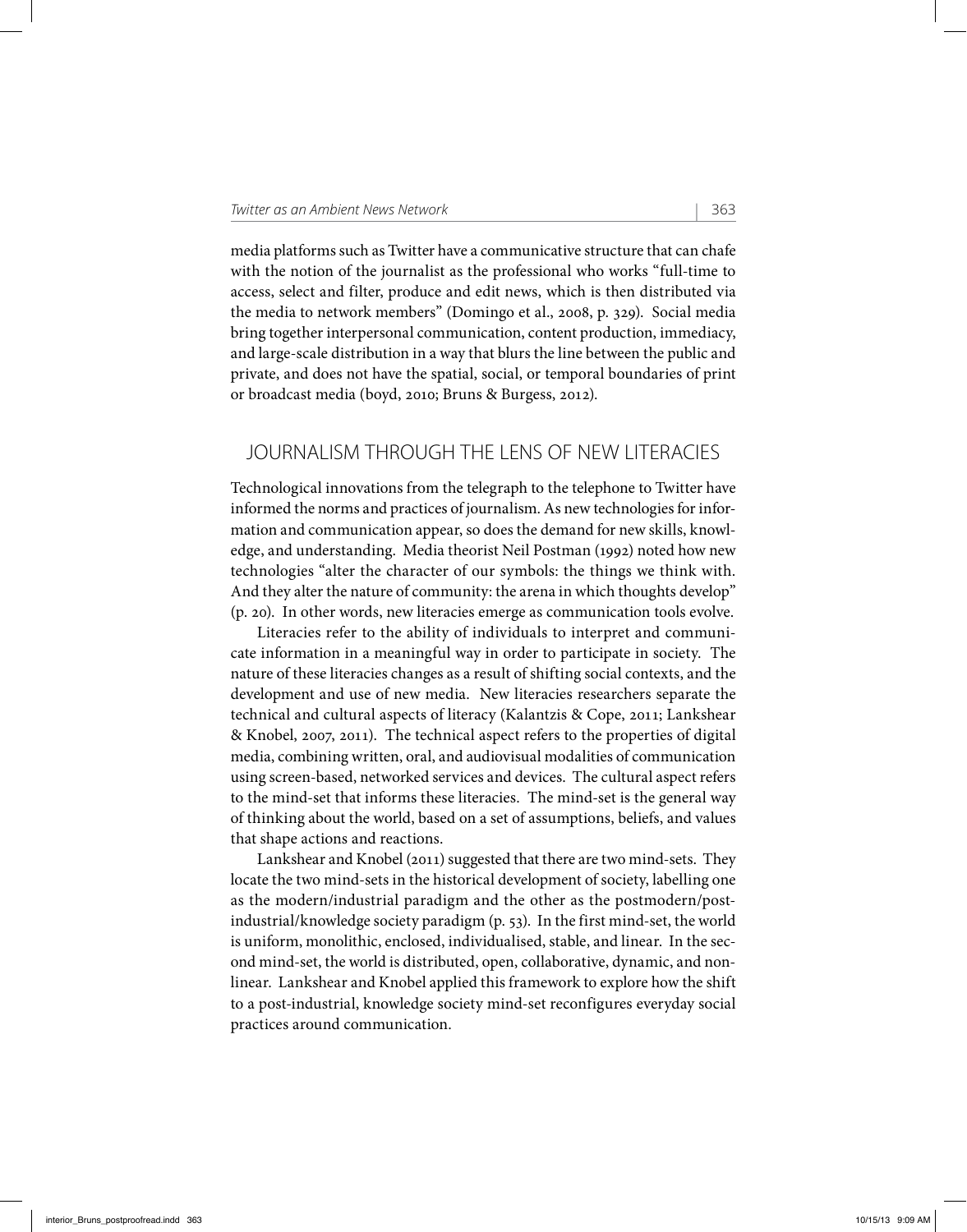media platforms such as Twitter have a communicative structure that can chafe with the notion of the journalist as the professional who works "full-time to access, select and filter, produce and edit news, which is then distributed via the media to network members" (Domingo et al., 2008, p. 329). Social media bring together interpersonal communication, content production, immediacy, and large-scale distribution in a way that blurs the line between the public and private, and does not have the spatial, social, or temporal boundaries of print or broadcast media (boyd, 2010; Bruns & Burgess, 2012).

## JOURNALISM THROUGH THE LENS OF NEW LITERACIES

Technological innovations from the telegraph to the telephone to Twitter have informed the norms and practices of journalism. As new technologies for information and communication appear, so does the demand for new skills, knowledge, and understanding. Media theorist Neil Postman (1992) noted how new technologies "alter the character of our symbols: the things we think with. And they alter the nature of community: the arena in which thoughts develop" (p. 20). In other words, new literacies emerge as communication tools evolve.

Literacies refer to the ability of individuals to interpret and communicate information in a meaningful way in order to participate in society. The nature of these literacies changes as a result of shifting social contexts, and the development and use of new media. New literacies researchers separate the technical and cultural aspects of literacy (Kalantzis & Cope, 2011; Lankshear & Knobel, 2007, 2011). The technical aspect refers to the properties of digital media, combining written, oral, and audiovisual modalities of communication using screen-based, networked services and devices. The cultural aspect refers to the mind-set that informs these literacies. The mind-set is the general way of thinking about the world, based on a set of assumptions, beliefs, and values that shape actions and reactions.

Lankshear and Knobel (2011) suggested that there are two mind-sets. They locate the two mind-sets in the historical development of society, labelling one as the modern/industrial paradigm and the other as the postmodern/post-industrial/knowledge society paradigm (p. 53). In the first mind-set, the world is uniform, monolithic, enclosed, individualised, stable, and linear. In the second mind-set, the world is distributed, open, collaborative, dynamic, and non-linear. Lankshear and Knobel applied this framework to explore how the shift to a post-industrial, knowledge society mind-set reconfigures everyday social practices around communication.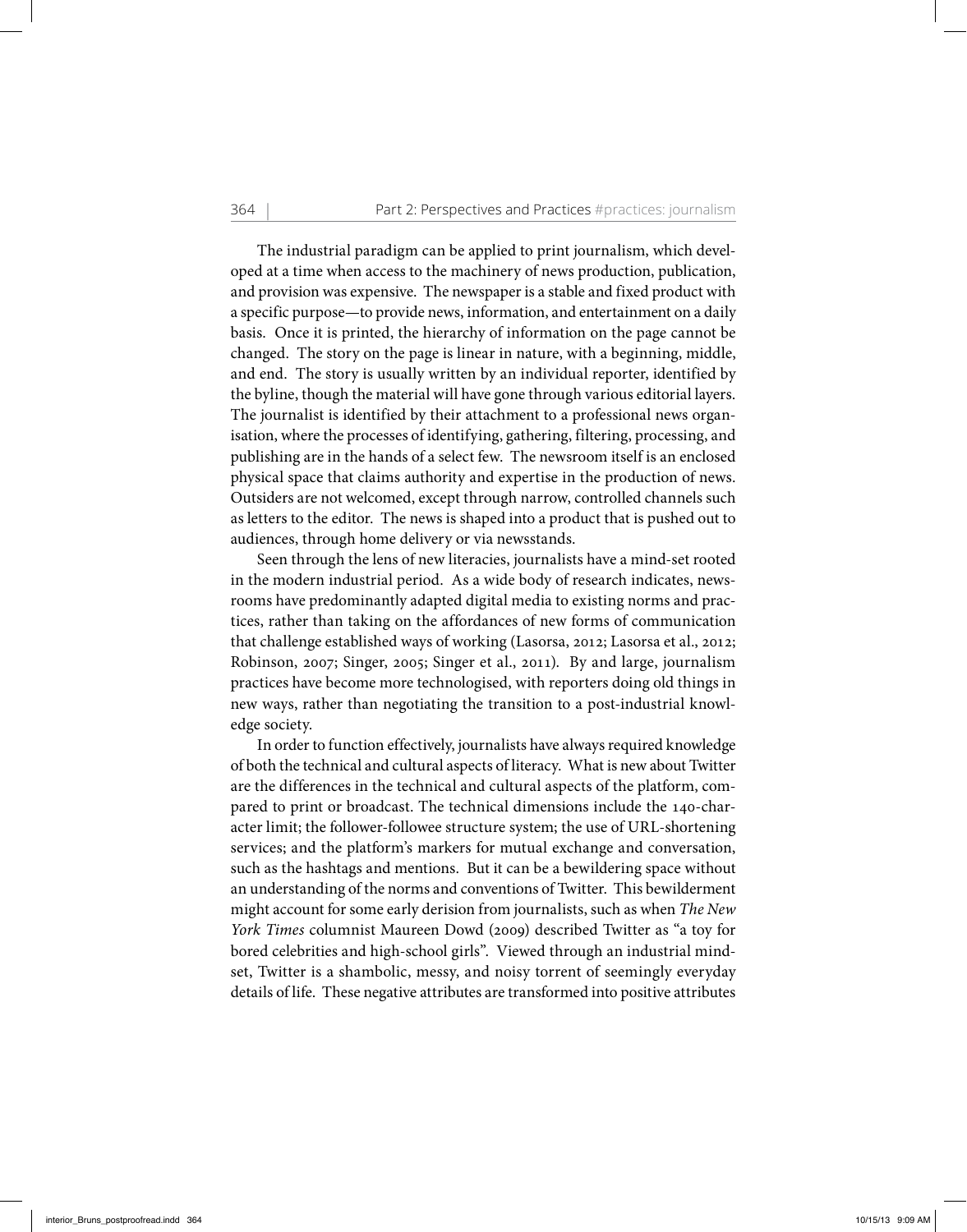The industrial paradigm can be applied to print journalism, which developed at a time when access to the machinery of news production, publication, and provision was expensive. The newspaper is a stable and fixed product with a specific purpose—to provide news, information, and entertainment on a daily basis. Once it is printed, the hierarchy of information on the page cannot be changed. The story on the page is linear in nature, with a beginning, middle, and end. The story is usually written by an individual reporter, identified by the byline, though the material will have gone through various editorial layers. The journalist is identified by their attachment to a professional news organisation, where the processes of identifying, gathering, filtering, processing, and publishing are in the hands of a select few. The newsroom itself is an enclosed physical space that claims authority and expertise in the production of news. Outsiders are not welcomed, except through narrow, controlled channels such as letters to the editor. The news is shaped into a product that is pushed out to audiences, through home delivery or via newsstands.

Seen through the lens of new literacies, journalists have a mind-set rooted in the modern industrial period. As a wide body of research indicates, newsrooms have predominantly adapted digital media to existing norms and practices, rather than taking on the affordances of new forms of communication that challenge established ways of working (Lasorsa, 2012; Lasorsa et al., 2012; Robinson, 2007; Singer, 2005; Singer et al., 2011). By and large, journalism practices have become more technologised, with reporters doing old things in new ways, rather than negotiating the transition to a post-industrial knowledge society.

In order to function effectively, journalists have always required knowledge of both the technical and cultural aspects of literacy. What is new about Twitter are the differences in the technical and cultural aspects of the platform, compared to print or broadcast. The technical dimensions include the 140-character limit; the follower-followee structure system; the use of URL-shortening services; and the platform's markers for mutual exchange and conversation, such as the hashtags and mentions. But it can be a bewildering space without an understanding of the norms and conventions of Twitter. This bewilderment might account for some early derision from journalists, such as when *The New York Times* columnist Maureen Dowd (2009) described Twitter as "a toy for bored celebrities and high-school girls". Viewed through an industrial mindset, Twitter is a shambolic, messy, and noisy torrent of seemingly everyday details of life. These negative attributes are transformed into positive attributes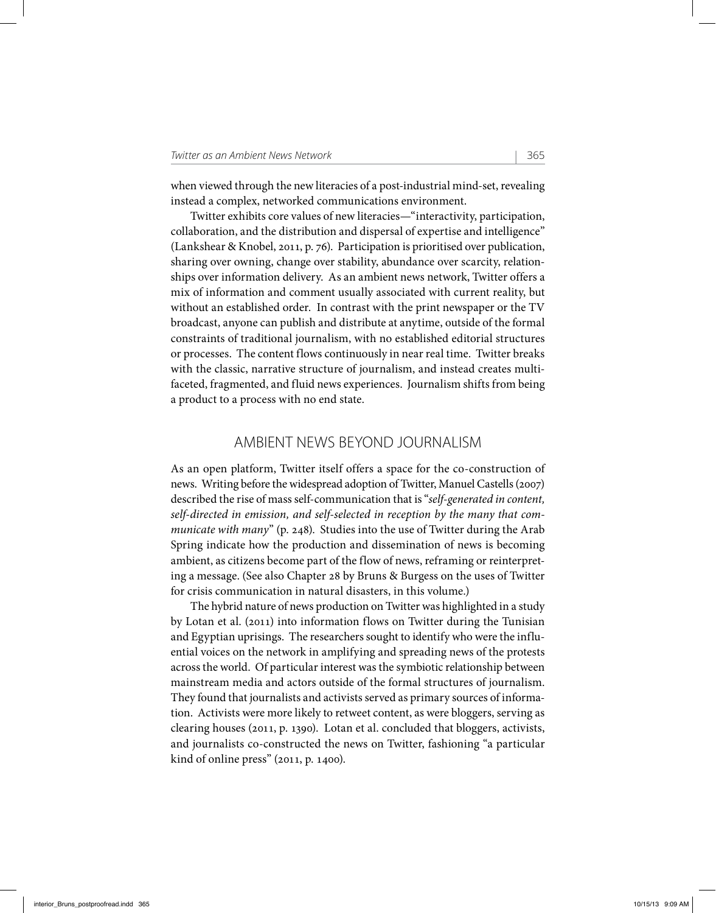when viewed through the new literacies of a post-industrial mind-set, revealing instead a complex, networked communications environment.

Twitter exhibits core values of new literacies—"interactivity, participation, collaboration, and the distribution and dispersal of expertise and intelligence" (Lankshear & Knobel, 2011, p. 76). Participation is prioritised over publication, sharing over owning, change over stability, abundance over scarcity, relationships over information delivery. As an ambient news network, Twitter offers a mix of information and comment usually associated with current reality, but without an established order. In contrast with the print newspaper or the TV broadcast, anyone can publish and distribute at anytime, outside of the formal constraints of traditional journalism, with no established editorial structures or processes. The content flows continuously in near real time. Twitter breaks with the classic, narrative structure of journalism, and instead creates multifaceted, fragmented, and fluid news experiences. Journalism shifts from being a product to a process with no end state.

## AMBIENT NEWS BEYOND JOURNALISM

As an open platform, Twitter itself offers a space for the co-construction of news. Writing before the widespread adoption of Twitter, Manuel Castells (2007) described the rise of mass self-communication that is "*self-generated in content, self-directed in emission, and self-selected in reception by the many that communicate with many*" (p. 248). Studies into the use of Twitter during the Arab Spring indicate how the production and dissemination of news is becoming ambient, as citizens become part of the flow of news, reframing or reinterpreting a message. (See also Chapter 28 by Bruns & Burgess on the uses of Twitter for crisis communication in natural disasters, in this volume.)

The hybrid nature of news production on Twitter was highlighted in a study by Lotan et al. (2011) into information flows on Twitter during the Tunisian and Egyptian uprisings. The researchers sought to identify who were the influential voices on the network in amplifying and spreading news of the protests across the world. Of particular interest was the symbiotic relationship between mainstream media and actors outside of the formal structures of journalism. They found that journalists and activists served as primary sources of information. Activists were more likely to retweet content, as were bloggers, serving as clearing houses (2011, p. 1390). Lotan et al. concluded that bloggers, activists, and journalists co-constructed the news on Twitter, fashioning "a particular kind of online press" (2011, p. 1400).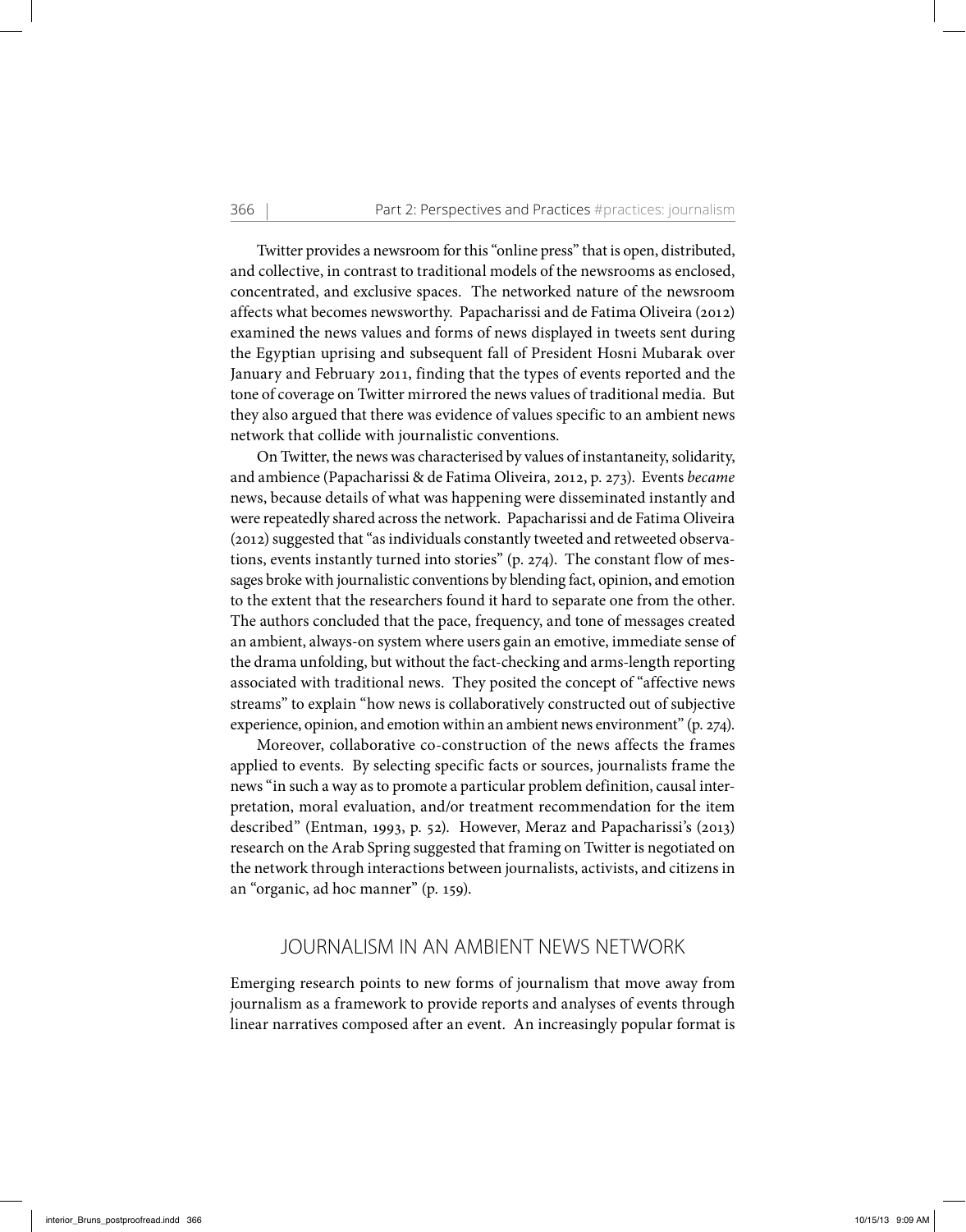Twitter provides a newsroom for this "online press" that is open, distributed, and collective, in contrast to traditional models of the newsrooms as enclosed, concentrated, and exclusive spaces. The networked nature of the newsroom affects what becomes newsworthy. Papacharissi and de Fatima Oliveira (2012) examined the news values and forms of news displayed in tweets sent during the Egyptian uprising and subsequent fall of President Hosni Mubarak over January and February 2011, finding that the types of events reported and the tone of coverage on Twitter mirrored the news values of traditional media. But they also argued that there was evidence of values specific to an ambient news network that collide with journalistic conventions.

On Twitter, the news was characterised by values of instantaneity, solidarity, and ambience (Papacharissi & de Fatima Oliveira, 2012, p. 273). Events *became* news, because details of what was happening were disseminated instantly and were repeatedly shared across the network. Papacharissi and de Fatima Oliveira (2012) suggested that "as individuals constantly tweeted and retweeted observations, events instantly turned into stories" (p. 274). The constant flow of messages broke with journalistic conventions by blending fact, opinion, and emotion to the extent that the researchers found it hard to separate one from the other. The authors concluded that the pace, frequency, and tone of messages created an ambient, always-on system where users gain an emotive, immediate sense of the drama unfolding, but without the fact-checking and arms-length reporting associated with traditional news. They posited the concept of "affective news streams" to explain "how news is collaboratively constructed out of subjective experience, opinion, and emotion within an ambient news environment" (p. 274).

Moreover, collaborative co-construction of the news affects the frames applied to events. By selecting specific facts or sources, journalists frame the news "in such a way as to promote a particular problem definition, causal interpretation, moral evaluation, and/or treatment recommendation for the item described" (Entman, 1993, p. 52). However, Meraz and Papacharissi's (2013) research on the Arab Spring suggested that framing on Twitter is negotiated on the network through interactions between journalists, activists, and citizens in an "organic, ad hoc manner" (p. 159).

## JOURNALISM IN AN AMBIENT NEWS NETWORK

Emerging research points to new forms of journalism that move away from journalism as a framework to provide reports and analyses of events through linear narratives composed after an event. An increasingly popular format is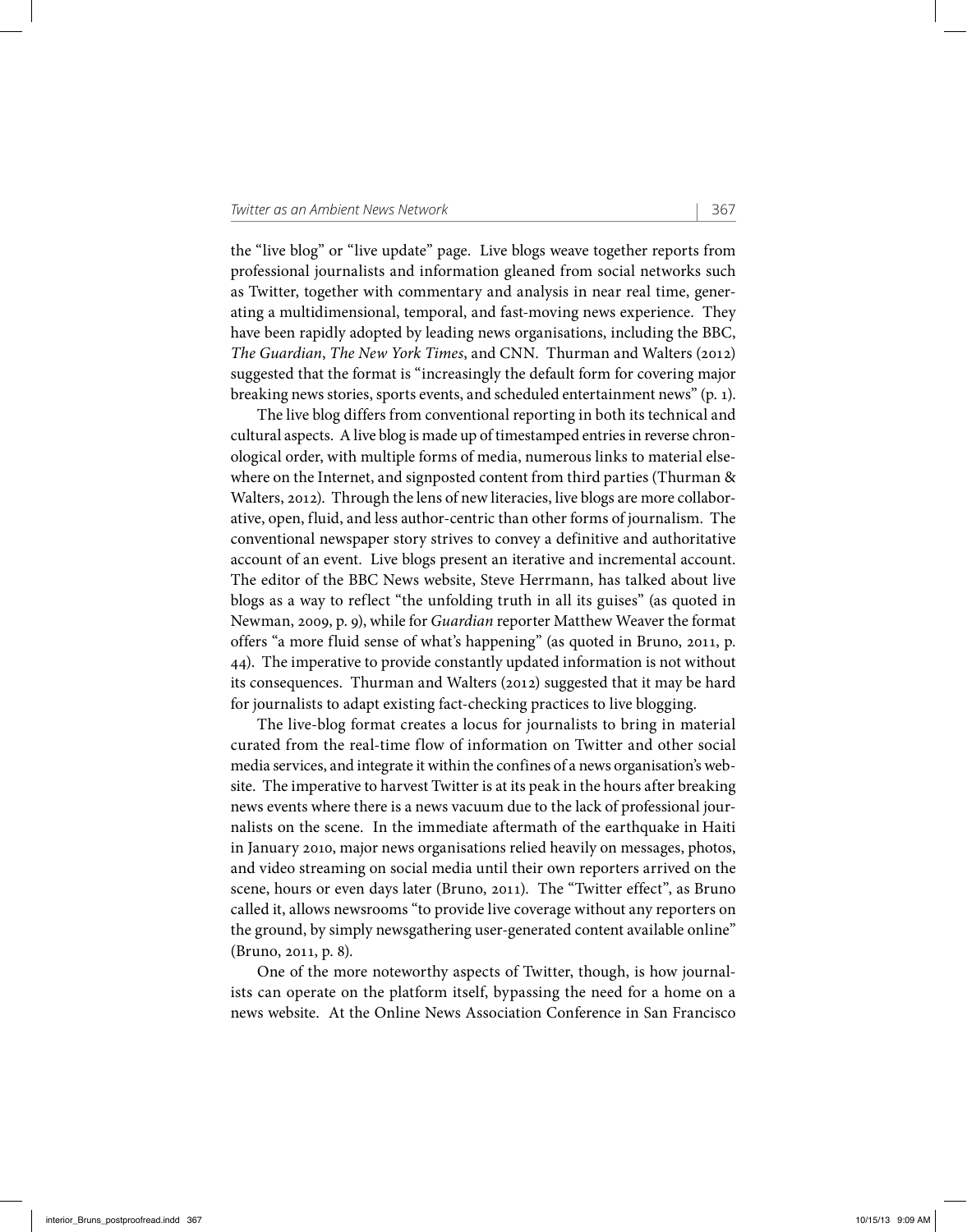the "live blog" or "live update" page. Live blogs weave together reports from professional journalists and information gleaned from social networks such as Twitter, together with commentary and analysis in near real time, generating a multidimensional, temporal, and fast-moving news experience. They have been rapidly adopted by leading news organisations, including the BBC, *The Guardian*, *The New York Times*, and CNN. Thurman and Walters (2012) suggested that the format is "increasingly the default form for covering major breaking news stories, sports events, and scheduled entertainment news" (p. 1).

The live blog differs from conventional reporting in both its technical and cultural aspects. A live blog is made up of timestamped entries in reverse chronological order, with multiple forms of media, numerous links to material elsewhere on the Internet, and signposted content from third parties (Thurman & Walters, 2012). Through the lens of new literacies, live blogs are more collaborative, open, fluid, and less author-centric than other forms of journalism. The conventional newspaper story strives to convey a definitive and authoritative account of an event. Live blogs present an iterative and incremental account. The editor of the BBC News website, Steve Herrmann, has talked about live blogs as a way to reflect "the unfolding truth in all its guises" (as quoted in Newman, 2009, p. 9), while for *Guardian* reporter Matthew Weaver the format offers "a more fluid sense of what's happening" (as quoted in Bruno, 2011, p. 44). The imperative to provide constantly updated information is not without its consequences. Thurman and Walters (2012) suggested that it may be hard for journalists to adapt existing fact-checking practices to live blogging.

The live-blog format creates a locus for journalists to bring in material curated from the real-time flow of information on Twitter and other social media services, and integrate it within the confines of a news organisation's website. The imperative to harvest Twitter is at its peak in the hours after breaking news events where there is a news vacuum due to the lack of professional journalists on the scene. In the immediate aftermath of the earthquake in Haiti in January 2010, major news organisations relied heavily on messages, photos, and video streaming on social media until their own reporters arrived on the scene, hours or even days later (Bruno, 2011). The "Twitter effect", as Bruno called it, allows newsrooms "to provide live coverage without any reporters on the ground, by simply newsgathering user-generated content available online" (Bruno, 2011, p. 8).

One of the more noteworthy aspects of Twitter, though, is how journalists can operate on the platform itself, bypassing the need for a home on a news website. At the Online News Association Conference in San Francisco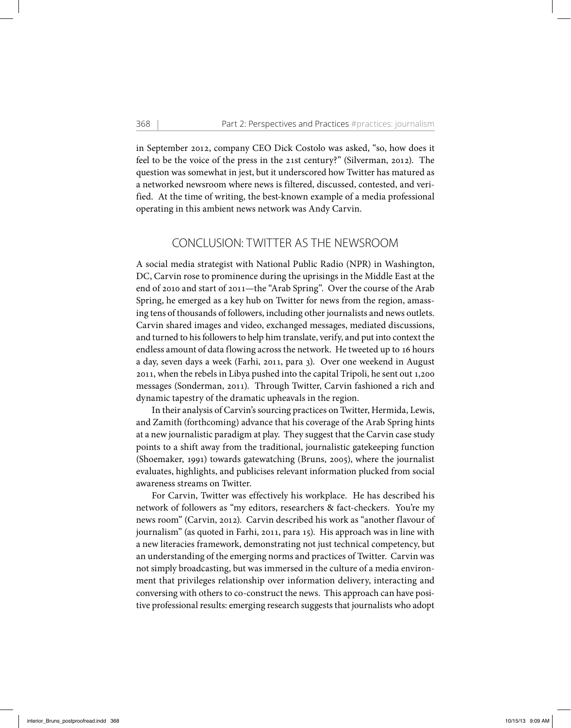in September 2012, company CEO Dick Costolo was asked, "so, how does it feel to be the voice of the press in the 21st century?" (Silverman, 2012). The question was somewhat in jest, but it underscored how Twitter has matured as a networked newsroom where news is filtered, discussed, contested, and verified. At the time of writing, the best-known example of a media professional operating in this ambient news network was Andy Carvin.

## CONCLUSION: TWITTER AS THE NEWSROOM

A social media strategist with National Public Radio (NPR) in Washington, DC, Carvin rose to prominence during the uprisings in the Middle East at the end of 2010 and start of 2011—the "Arab Spring". Over the course of the Arab Spring, he emerged as a key hub on Twitter for news from the region, amassing tens of thousands of followers, including other journalists and news outlets. Carvin shared images and video, exchanged messages, mediated discussions, and turned to his followers to help him translate, verify, and put into context the endless amount of data flowing across the network. He tweeted up to 16 hours a day, seven days a week (Farhi, 2011, para 3). Over one weekend in August 2011, when the rebels in Libya pushed into the capital Tripoli, he sent out 1,200 messages (Sonderman, 2011). Through Twitter, Carvin fashioned a rich and dynamic tapestry of the dramatic upheavals in the region.

In their analysis of Carvin's sourcing practices on Twitter, Hermida, Lewis, and Zamith (forthcoming) advance that his coverage of the Arab Spring hints at a new journalistic paradigm at play. They suggest that the Carvin case study points to a shift away from the traditional, journalistic gatekeeping function (Shoemaker, 1991) towards gatewatching (Bruns, 2005), where the journalist evaluates, highlights, and publicises relevant information plucked from social awareness streams on Twitter.

For Carvin, Twitter was effectively his workplace. He has described his network of followers as "my editors, researchers & fact-checkers. You're my news room" (Carvin, 2012). Carvin described his work as "another flavour of journalism" (as quoted in Farhi, 2011, para 15). His approach was in line with a new literacies framework, demonstrating not just technical competency, but an understanding of the emerging norms and practices of Twitter. Carvin was not simply broadcasting, but was immersed in the culture of a media environment that privileges relationship over information delivery, interacting and conversing with others to co-construct the news. This approach can have positive professional results: emerging research suggests that journalists who adopt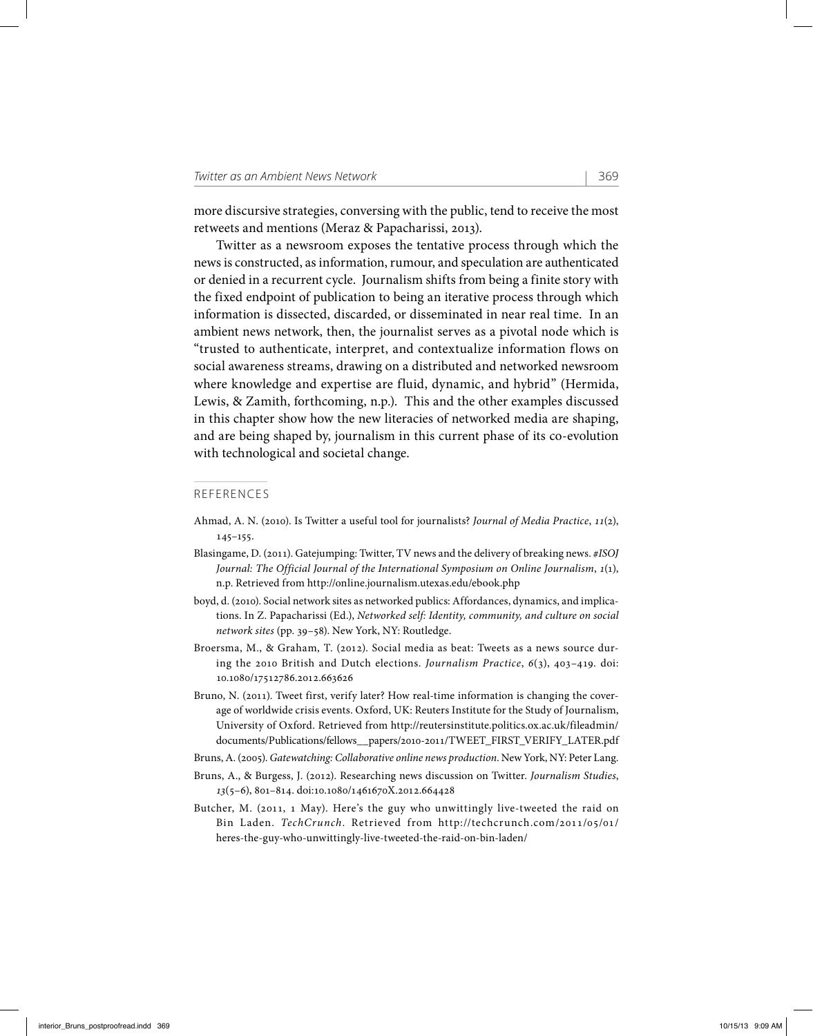more discursive strategies, conversing with the public, tend to receive the most retweets and mentions (Meraz & Papacharissi, 2013).

Twitter as a newsroom exposes the tentative process through which the news is constructed, as information, rumour, and speculation are authenticated or denied in a recurrent cycle. Journalism shifts from being a finite story with the fixed endpoint of publication to being an iterative process through which information is dissected, discarded, or disseminated in near real time. In an ambient news network, then, the journalist serves as a pivotal node which is "trusted to authenticate, interpret, and contextualize information flows on social awareness streams, drawing on a distributed and networked newsroom where knowledge and expertise are fluid, dynamic, and hybrid" (Hermida, Lewis, & Zamith, forthcoming, n.p.). This and the other examples discussed in this chapter show how the new literacies of networked media are shaping, and are being shaped by, journalism in this current phase of its co-evolution with technological and societal change.

## REFERENCES

Ahmad, A. N. (2010). Is Twitter a useful tool for journalists? *Journal of Media Practice*, *11*(2), 145–155.

Blasingame, D. (2011). Gatejumping: Twitter, TV news and the delivery of breaking news. *#ISOJ Journal: The Official Journal of the International Symposium on Online Journalism*, *1*(1), n.p. Retrieved from http://online.journalism.utexas.edu/ebook.php

boyd, d. (2010). Social network sites as networked publics: Affordances, dynamics, and implications. In Z. Papacharissi (Ed.), *Networked self: Identity, community, and culture on social network sites* (pp. 39–58). New York, NY: Routledge.

Broersma, M., & Graham, T. (2012). Social media as beat: Tweets as a news source during the 2010 British and Dutch elections. *Journalism Practice*, *6*(3), 403–419. doi: 10.1080/17512786.2012.663626

Bruno, N. (2011). Tweet first, verify later? How real-time information is changing the coverage of worldwide crisis events. Oxford, UK: Reuters Institute for the Study of Journalism, University of Oxford. Retrieved from http://reutersinstitute.politics.ox.ac.uk/fileadmin/documents/Publications/fellows__papers/2010-2011/TWEET_FIRST_VERIFY_LATER.pdf

Bruns, A. (2005). *Gatewatching: Collaborative online news production*. New York, NY: Peter Lang.

Bruns, A., & Burgess, J. (2012). Researching news discussion on Twitter. *Journalism Studies*, *13*(5–6), 801–814. doi:10.1080/1461670X.2012.664428

Butcher, M. (2011, 1 May). Here's the guy who unwittingly live-tweeted the raid on Bin Laden. *TechCrunch*. Retrieved from http://techcrunch.com/2011/05/01/heres-the-guy-who-unwittingly-live-tweeted-the-raid-on-bin-laden/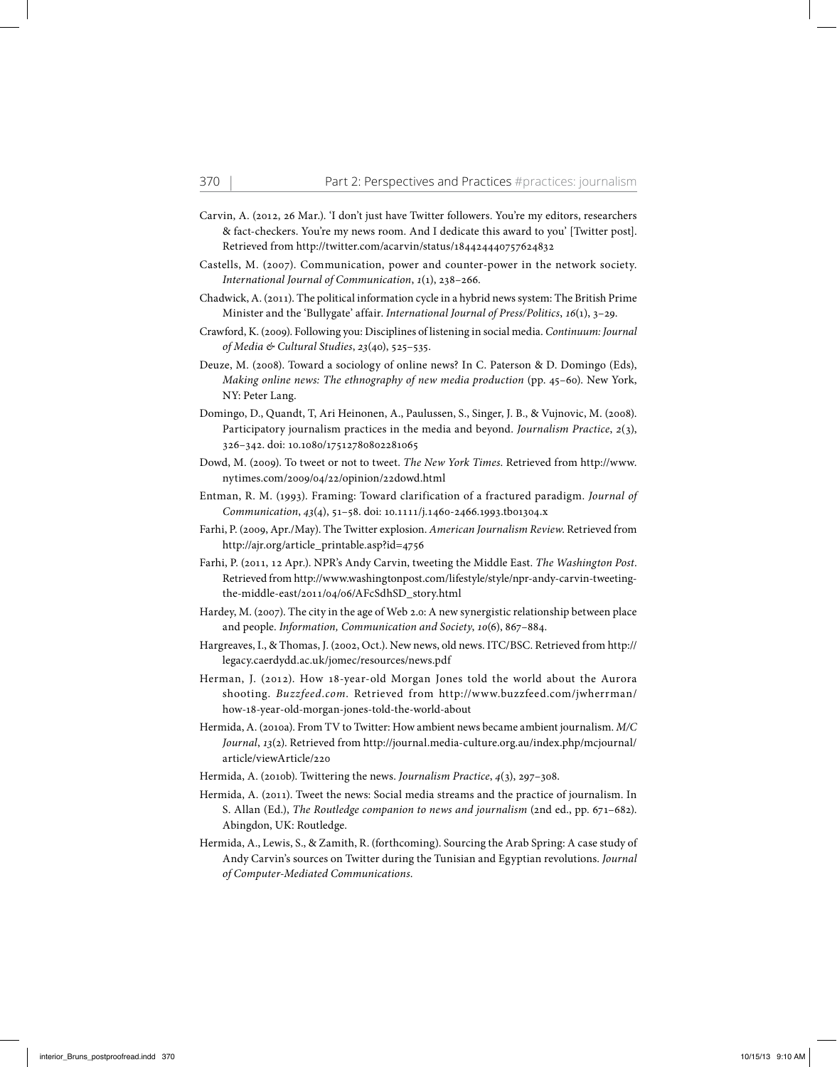Carvin, A. (2012, 26 Mar.). 'I don't just have Twitter followers. You're my editors, researchers & fact-checkers. You're my news room. And I dedicate this award to you' [Twitter post]. Retrieved from http://twitter.com/acarvin/status/184424440757624832

Castells, M. (2007). Communication, power and counter-power in the network society. *International Journal of Communication*, *1*(1), 238–266.

Chadwick, A. (2011). The political information cycle in a hybrid news system: The British Prime Minister and the 'Bullygate' affair. *International Journal of Press/Politics*, *16*(1), 3–29.

Crawford, K. (2009). Following you: Disciplines of listening in social media. *Continuum: Journal of Media & Cultural Studies*, *23*(40), 525–535.

Deuze, M. (2008). Toward a sociology of online news? In C. Paterson & D. Domingo (Eds), *Making online news: The ethnography of new media production* (pp. 45–60). New York, NY: Peter Lang.

Domingo, D., Quandt, T, Ari Heinonen, A., Paulussen, S., Singer, J. B., & Vujnovic, M. (2008). Participatory journalism practices in the media and beyond. *Journalism Practice*, *2*(3), 326–342. doi: 10.1080/17512780802281065

Dowd, M. (2009). To tweet or not to tweet. *The New York Times*. Retrieved from http://www.nytimes.com/2009/04/22/opinion/22dowd.html

Entman, R. M. (1993). Framing: Toward clarification of a fractured paradigm. *Journal of Communication*, *43*(4), 51–58. doi: 10.1111/j.1460-2466.1993.tb01304.x

Farhi, P. (2009, Apr./May). The Twitter explosion. *American Journalism Review*. Retrieved from http://ajr.org/article_printable.asp?id=4756

Farhi, P. (2011, 12 Apr.). NPR's Andy Carvin, tweeting the Middle East. *The Washington Post*. Retrieved from http://www.washingtonpost.com/lifestyle/style/npr-andy-carvin-tweeting-the-middle-east/2011/04/06/AFcSdhSD_story.html

Hardey, M. (2007). The city in the age of Web 2.0: A new synergistic relationship between place and people. *Information, Communication and Society*, *10*(6), 867–884.

Hargreaves, I., & Thomas, J. (2002, Oct.). New news, old news. ITC/BSC. Retrieved from http://legacy.caerdydd.ac.uk/jomec/resources/news.pdf

Herman, J. (2012). How 18-year-old Morgan Jones told the world about the Aurora shooting. *Buzzfeed.com*. Retrieved from http://www.buzzfeed.com/jwherrman/how-18-year-old-morgan-jones-told-the-world-about

Hermida, A. (2010a). From TV to Twitter: How ambient news became ambient journalism. *M/C Journal*, *13*(2). Retrieved from http://journal.media-culture.org.au/index.php/mcjournal/article/viewArticle/220

Hermida, A. (2010b). Twittering the news. *Journalism Practice*, *4*(3), 297–308.

Hermida, A. (2011). Tweet the news: Social media streams and the practice of journalism. In S. Allan (Ed.), *The Routledge companion to news and journalism* (2nd ed., pp. 671–682). Abingdon, UK: Routledge.

Hermida, A., Lewis, S., & Zamith, R. (forthcoming). Sourcing the Arab Spring: A case study of Andy Carvin's sources on Twitter during the Tunisian and Egyptian revolutions. *Journal of Computer-Mediated Communications*.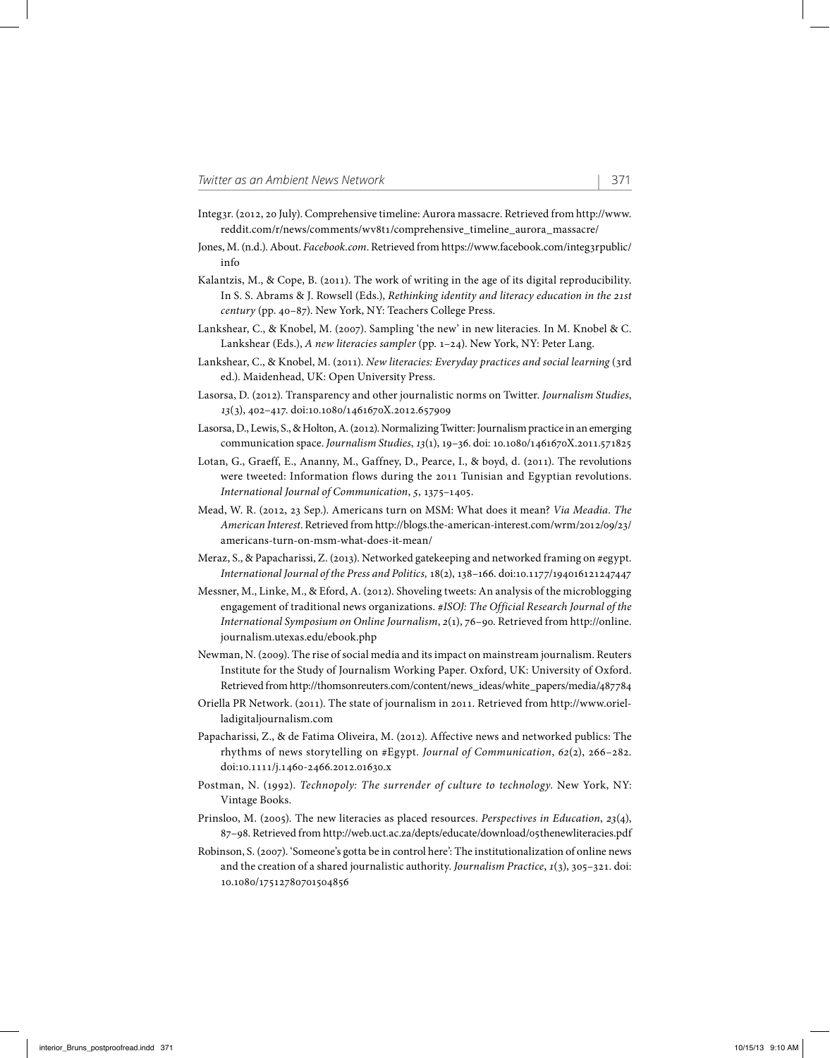Integ3r. (2012, 20 July). Comprehensive timeline: Aurora massacre. Retrieved from http://www.reddit.com/r/news/comments/wv8t1/comprehensive_timeline_aurora_massacre/

Jones, M. (n.d.). About. *Facebook.com*. Retrieved from https://www.facebook.com/integ3rpublic/info

Kalantzis, M., & Cope, B. (2011). The work of writing in the age of its digital reproducibility. In S. S. Abrams & J. Rowsell (Eds.), *Rethinking identity and literacy education in the 21st century* (pp. 40–87). New York, NY: Teachers College Press.

Lankshear, C., & Knobel, M. (2007). Sampling 'the new' in new literacies. In M. Knobel & C. Lankshear (Eds.), *A new literacies sampler* (pp. 1–24). New York, NY: Peter Lang.

Lankshear, C., & Knobel, M. (2011). *New literacies: Everyday practices and social learning* (3rd ed.). Maidenhead, UK: Open University Press.

Lasorsa, D. (2012). Transparency and other journalistic norms on Twitter. *Journalism Studies*, *13*(3), 402–417. doi:10.1080/1461670X.2012.657909

Lasorsa, D., Lewis, S., & Holton, A. (2012). Normalizing Twitter: Journalism practice in an emerging communication space. *Journalism Studies*, *13*(1), 19–36. doi: 10.1080/1461670X.2011.571825

Lotan, G., Graeff, E., Ananny, M., Gaffney, D., Pearce, I., & boyd, d. (2011). The revolutions were tweeted: Information flows during the 2011 Tunisian and Egyptian revolutions. *International Journal of Communication*, *5*, 1375–1405.

Mead, W. R. (2012, 23 Sep.). Americans turn on MSM: What does it mean? *Via Meadia*. *The American Interest*. Retrieved from http://blogs.the-american-interest.com/wrm/2012/09/23/americans-turn-on-msm-what-does-it-mean/

Meraz, S., & Papacharissi, Z. (2013). Networked gatekeeping and networked framing on #egypt. *International Journal of the Press and Politics,* 18(2), 138–166. doi:10.1177/1940161212474472

Messner, M., Linke, M., & Eford, A. (2012). Shoveling tweets: An analysis of the microblogging engagement of traditional news organizations. *#ISOJ: The Official Research Journal of the International Symposium on Online Journalism*, *2*(1), 76–90. Retrieved from http://online.journalism.utexas.edu/ebook.php

Newman, N. (2009). The rise of social media and its impact on mainstream journalism. Reuters Institute for the Study of Journalism Working Paper. Oxford, UK: University of Oxford. Retrieved from http://thomsonreuters.com/content/news_ideas/white_papers/media/487784

Oriella PR Network. (2011). The state of journalism in 2011. Retrieved from http://www.oriel-ladigitaljournalism.com

Papacharissi, Z., & de Fatima Oliveira, M. (2012). Affective news and networked publics: The rhythms of news storytelling on #Egypt. *Journal of Communication*, *62*(2), 266–282. doi:10.1111/j.1460-2466.2012.01630.x

Postman, N. (1992). *Technopoly: The surrender of culture to technology*. New York, NY: Vintage Books.

Prinsloo, M. (2005). The new literacies as placed resources. *Perspectives in Education*, *23*(4), 87–98. Retrieved from http://web.uct.ac.za/depts/educate/download/05thenewliteracies.pdf

Robinson, S. (2007). 'Someone's gotta be in control here': The institutionalization of online news and the creation of a shared journalistic authority. *Journalism Practice*, *1*(3), 305–321. doi: 10.1080/17512780701504856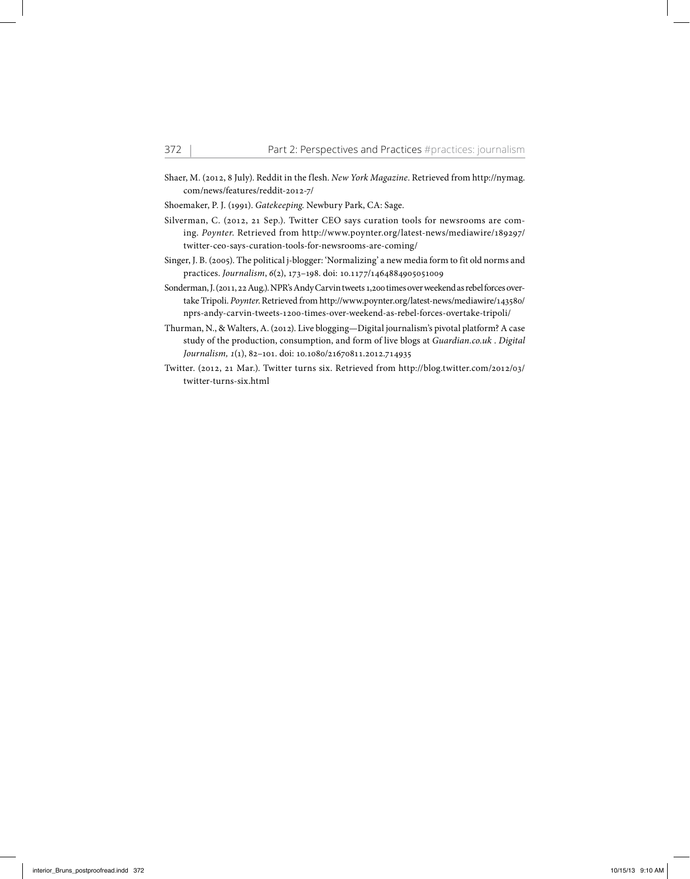Shaer, M. (2012, 8 July). Reddit in the flesh. *New York Magazine*. Retrieved from http://nymag.com/news/features/reddit-2012-7/

Shoemaker, P. J. (1991). *Gatekeeping*. Newbury Park, CA: Sage.

Silverman, C. (2012, 21 Sep.). Twitter CEO says curation tools for newsrooms are coming. *Poynter*. Retrieved from http://www.poynter.org/latest-news/mediawire/189297/twitter-ceo-says-curation-tools-for-newsrooms-are-coming/

Singer, J. B. (2005). The political j-blogger: 'Normalizing' a new media form to fit old norms and practices. *Journalism*, *6*(2), 173–198. doi: 10.1177/1464884905051009

Sonderman, J. (2011, 22 Aug.). NPR's Andy Carvin tweets 1,200 times over weekend as rebel forces overtake Tripoli. *Poynter*. Retrieved from http://www.poynter.org/latest-news/mediawire/143580/nprs-andy-carvin-tweets-1200-times-over-weekend-as-rebel-forces-overtake-tripoli/

Thurman, N., & Walters, A. (2012). Live blogging—Digital journalism's pivotal platform? A case study of the production, consumption, and form of live blogs at *Guardian.co.uk* . *Digital Journalism, 1*(1), 82–101. doi: 10.1080/21670811.2012.714935

Twitter. (2012, 21 Mar.). Twitter turns six. Retrieved from http://blog.twitter.com/2012/03/twitter-turns-six.html